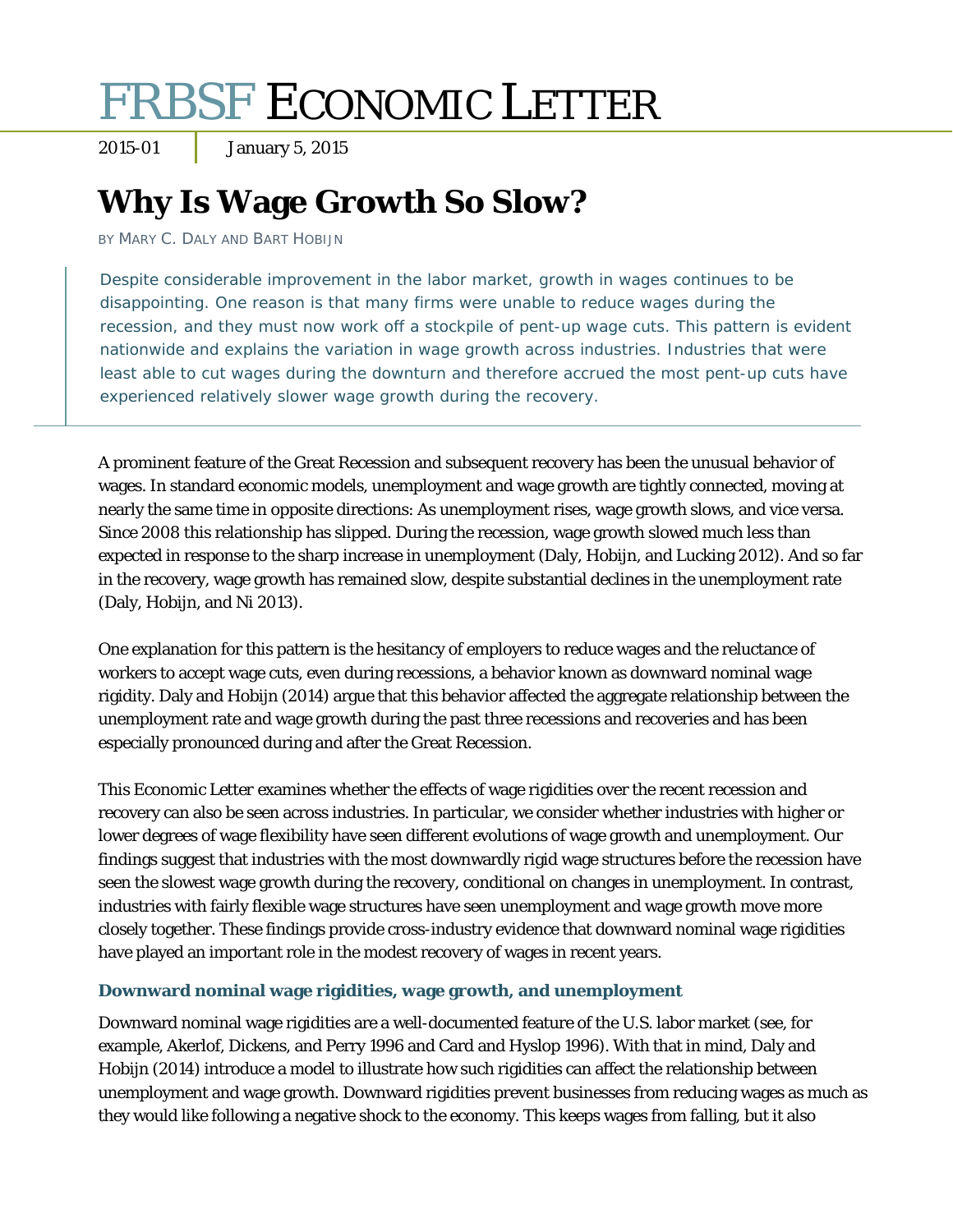# FRBSF ECONOMIC LETTER

2015-01 | January 5, 2015

## Why Is Wage Growth So Slow?

BY MARY C. DALY AND BART HOBIJN

> Despite considerable improvement in the labor market, growth in wages continues to be disappointing. One reason is that many firms were unable to reduce wages during the recession, and they must now work off a stockpile of pent-up wage cuts. This pattern is evident nationwide and explains the variation in wage growth across industries. Industries that were least able to cut wages during the downturn and therefore accrued the most pent-up cuts have experienced relatively slower wage growth during the recovery.

A prominent feature of the Great Recession and subsequent recovery has been the unusual behavior of wages. In standard economic models, unemployment and wage growth are tightly connected, moving at nearly the same time in opposite directions: As unemployment rises, wage growth slows, and vice versa. Since 2008 this relationship has slipped. During the recession, wage growth slowed much less than expected in response to the sharp increase in unemployment (Daly, Hobijn, and Lucking 2012). And so far in the recovery, wage growth has remained slow, despite substantial declines in the unemployment rate (Daly, Hobijn, and Ni 2013).

One explanation for this pattern is the hesitancy of employers to reduce wages and the reluctance of workers to accept wage cuts, even during recessions, a behavior known as downward nominal wage rigidity. Daly and Hobijn (2014) argue that this behavior affected the aggregate relationship between the unemployment rate and wage growth during the past three recessions and recoveries and has been especially pronounced during and after the Great Recession.

This Economic Letter examines whether the effects of wage rigidities over the recent recession and recovery can also be seen across industries. In particular, we consider whether industries with higher or lower degrees of wage flexibility have seen different evolutions of wage growth and unemployment. Our findings suggest that industries with the most downwardly rigid wage structures before the recession have seen the slowest wage growth during the recovery, conditional on changes in unemployment. In contrast, industries with fairly flexible wage structures have seen unemployment and wage growth move more closely together. These findings provide cross-industry evidence that downward nominal wage rigidities have played an important role in the modest recovery of wages in recent years.

### Downward nominal wage rigidities, wage growth, and unemployment

Downward nominal wage rigidities are a well-documented feature of the U.S. labor market (see, for example, Akerlof, Dickens, and Perry 1996 and Card and Hyslop 1996). With that in mind, Daly and Hobijn (2014) introduce a model to illustrate how such rigidities can affect the relationship between unemployment and wage growth. Downward rigidities prevent businesses from reducing wages as much as they would like following a negative shock to the economy. This keeps wages from falling, but it also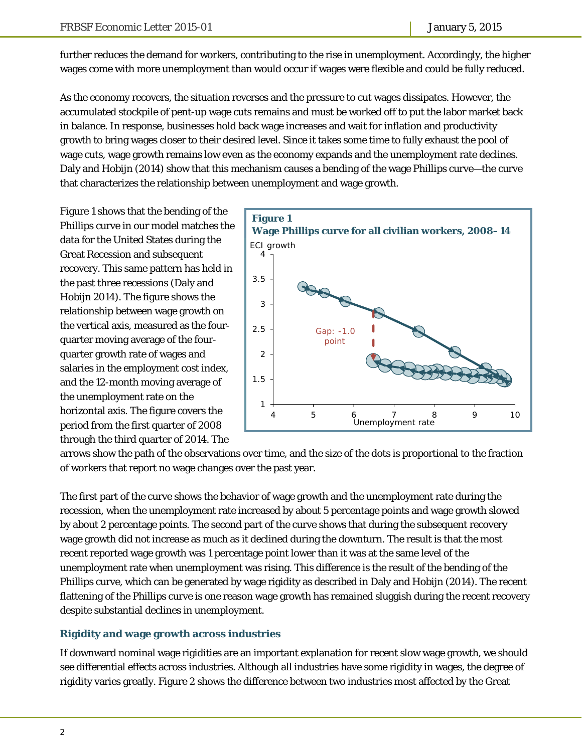further reduces the demand for workers, contributing to the rise in unemployment. Accordingly, the higher wages come with more unemployment than would occur if wages were flexible and could be fully reduced.

As the economy recovers, the situation reverses and the pressure to cut wages dissipates. However, the accumulated stockpile of pent-up wage cuts remains and must be worked off to put the labor market back in balance. In response, businesses hold back wage increases and wait for inflation and productivity growth to bring wages closer to their desired level. Since it takes some time to fully exhaust the pool of wage cuts, wage growth remains low even as the economy expands and the unemployment rate declines. Daly and Hobijn (2014) show that this mechanism causes a bending of the wage Phillips curve—the curve that characterizes the relationship between unemployment and wage growth.

Figure 1 shows that the bending of the Phillips curve in our model matches the data for the United States during the Great Recession and subsequent recovery. This same pattern has held in the past three recessions (Daly and Hobijn 2014). The figure shows the relationship between wage growth on the vertical axis, measured as the four-quarter moving average of the four-quarter growth rate of wages and salaries in the employment cost index, and the 12-month moving average of the unemployment rate on the horizontal axis. The figure covers the period from the first quarter of 2008 through the third quarter of 2014. The arrows show the path of the observations over time, and the size of the dots is proportional to the fraction of workers that report no wage changes over the past year.

**Figure 1**
**Wage Phillips curve for all civilian workers, 2008–14**

The first part of the curve shows the behavior of wage growth and the unemployment rate during the recession, when the unemployment rate increased by about 5 percentage points and wage growth slowed by about 2 percentage points. The second part of the curve shows that during the subsequent recovery wage growth did not increase as much as it declined during the downturn. The result is that the most recent reported wage growth was 1 percentage point lower than it was at the same level of the unemployment rate when unemployment was rising. This difference is the result of the bending of the Phillips curve, which can be generated by wage rigidity as described in Daly and Hobijn (2014). The recent flattening of the Phillips curve is one reason wage growth has remained sluggish during the recent recovery despite substantial declines in unemployment.

### Rigidity and wage growth across industries

If downward nominal wage rigidities are an important explanation for recent slow wage growth, we should see differential effects across industries. Although all industries have some rigidity in wages, the degree of rigidity varies greatly. Figure 2 shows the difference between two industries most affected by the Great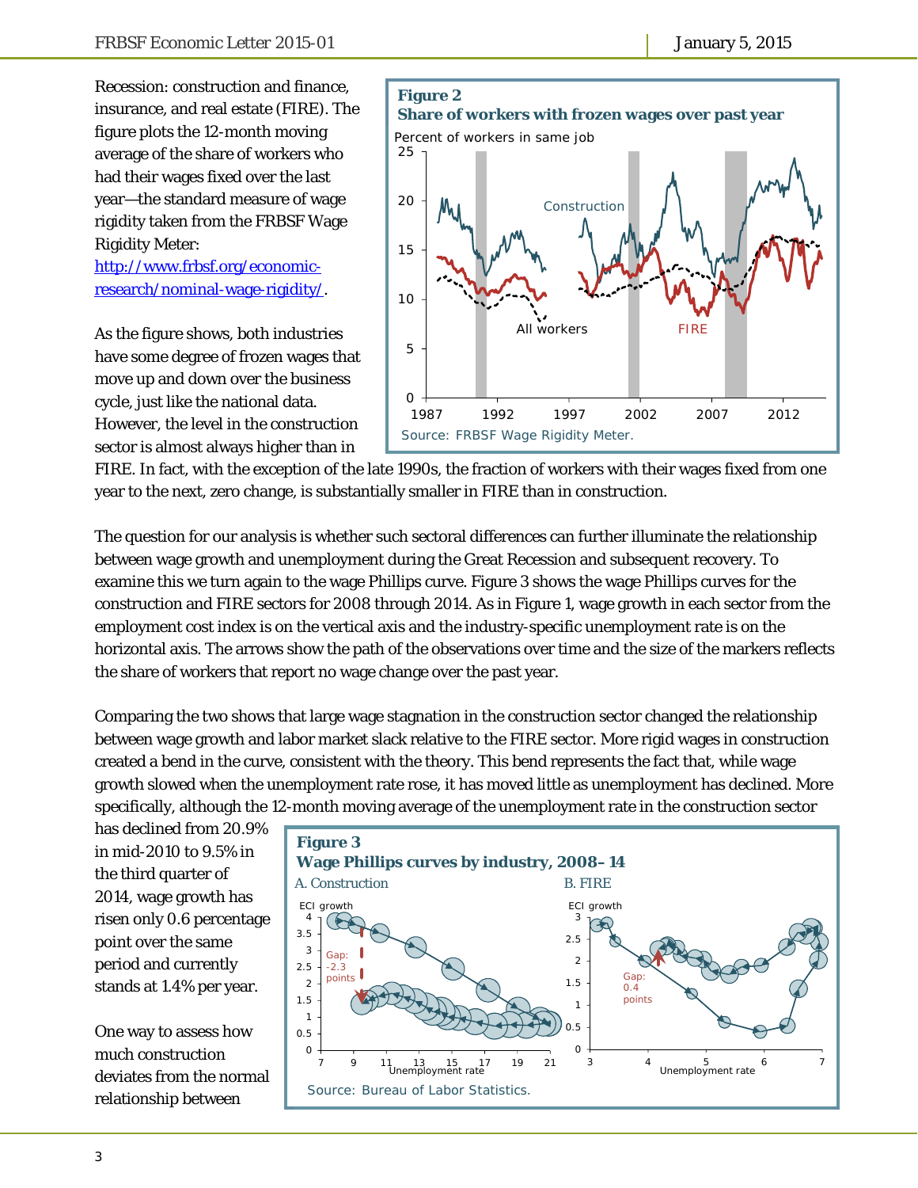Recession: construction and finance, insurance, and real estate (FIRE). The figure plots the 12-month moving average of the share of workers who had their wages fixed over the last year—the standard measure of wage rigidity taken from the FRBSF Wage Rigidity Meter: [http://www.frbsf.org/economic-research/nominal-wage-rigidity/](http://www.frbsf.org/economic-research/nominal-wage-rigidity/).

**Figure 2**
**Share of workers with frozen wages over past year**

Percent of workers in same job

25
20
15
10
5
0

1987 1992 1997 2002 2007 2012

Construction
All workers
FIRE

Source: FRBSF Wage Rigidity Meter.

As the figure shows, both industries have some degree of frozen wages that move up and down over the business cycle, just like the national data. However, the level in the construction sector is almost always higher than in FIRE. In fact, with the exception of the late 1990s, the fraction of workers with their wages fixed from one year to the next, zero change, is substantially smaller in FIRE than in construction.

The question for our analysis is whether such sectoral differences can further illuminate the relationship between wage growth and unemployment during the Great Recession and subsequent recovery. To examine this we turn again to the wage Phillips curve. Figure 3 shows the wage Phillips curves for the construction and FIRE sectors for 2008 through 2014. As in Figure 1, wage growth in each sector from the employment cost index is on the vertical axis and the industry-specific unemployment rate is on the horizontal axis. The arrows show the path of the observations over time and the size of the markers reflects the share of workers that report no wage change over the past year.

Comparing the two shows that large wage stagnation in the construction sector changed the relationship between wage growth and labor market slack relative to the FIRE sector. More rigid wages in construction created a bend in the curve, consistent with the theory. This bend represents the fact that, while wage growth slowed when the unemployment rate rose, it has moved little as unemployment has declined. More specifically, although the 12-month moving average of the unemployment rate in the construction sector has declined from 20.9% in mid-2010 to 9.5% in the third quarter of 2014, wage growth has risen only 0.6 percentage point over the same period and currently stands at 1.4% per year.

**Figure 3**
**Wage Phillips curves by industry, 2008–14**

A. Construction

ECI growth

4
3.5
3
2.5
2
1.5
1
0.5
0

7 9 11 13 15 17 19 21

Unemployment rate

Gap: -2.3 points

B. FIRE

ECI growth

3
2.5
2
1.5
1
0.5
0

3 4 5 6 7

Unemployment rate

Gap: 0.4 points

Source: Bureau of Labor Statistics.

One way to assess how much construction deviates from the normal relationship between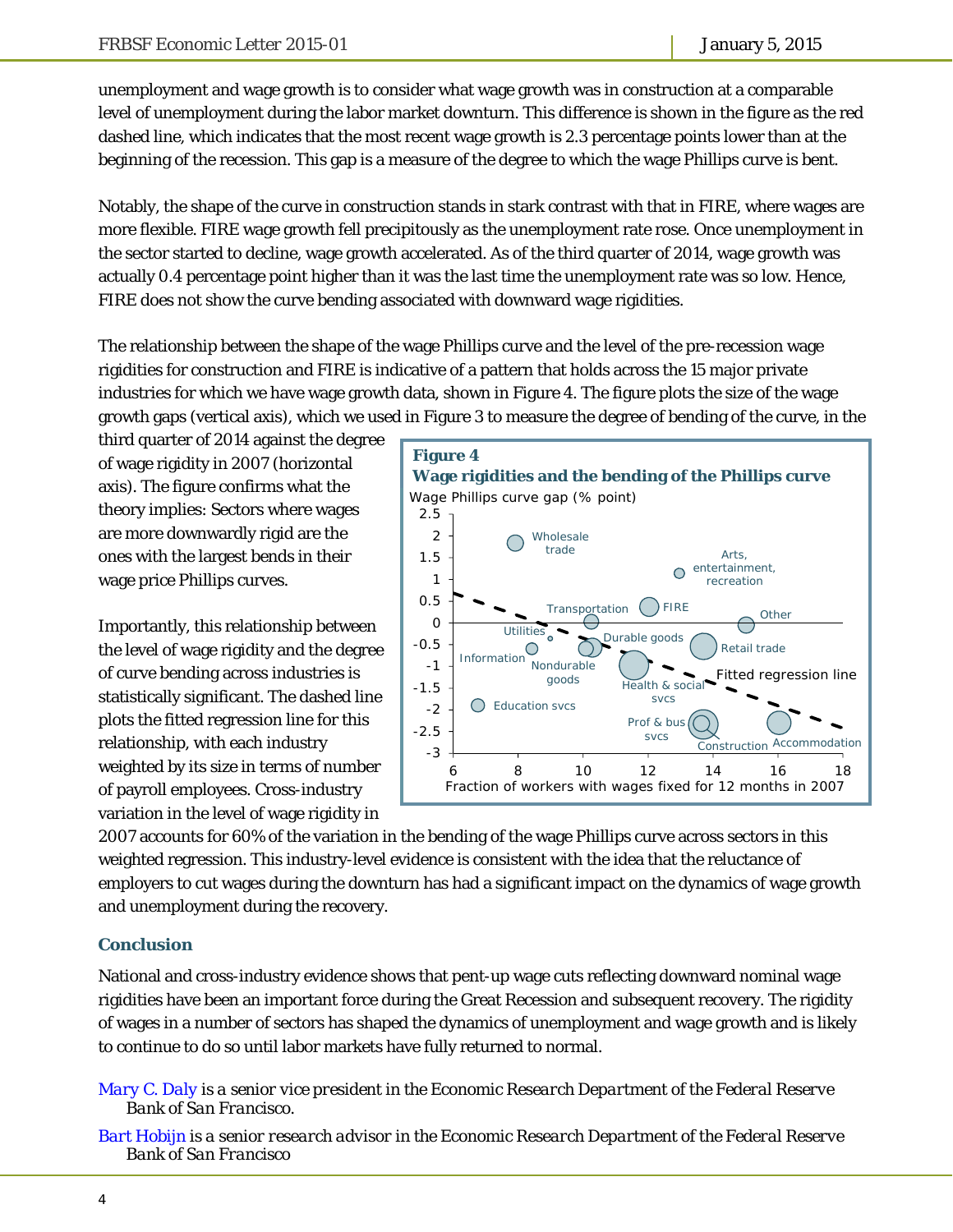unemployment and wage growth is to consider what wage growth was in construction at a comparable level of unemployment during the labor market downturn. This difference is shown in the figure as the red dashed line, which indicates that the most recent wage growth is 2.3 percentage points lower than at the beginning of the recession. This gap is a measure of the degree to which the wage Phillips curve is bent.

Notably, the shape of the curve in construction stands in stark contrast with that in FIRE, where wages are more flexible. FIRE wage growth fell precipitously as the unemployment rate rose. Once unemployment in the sector started to decline, wage growth accelerated. As of the third quarter of 2014, wage growth was actually 0.4 percentage point higher than it was the last time the unemployment rate was so low. Hence, FIRE does not show the curve bending associated with downward wage rigidities.

The relationship between the shape of the wage Phillips curve and the level of the pre-recession wage rigidities for construction and FIRE is indicative of a pattern that holds across the 15 major private industries for which we have wage growth data, shown in Figure 4. The figure plots the size of the wage growth gaps (vertical axis), which we used in Figure 3 to measure the degree of bending of the curve, in the third quarter of 2014 against the degree of wage rigidity in 2007 (horizontal axis). The figure confirms what the theory implies: Sectors where wages are more downwardly rigid are the ones with the largest bends in their wage price Phillips curves.

**Figure 4**
**Wage rigidities and the bending of the Phillips curve**

Importantly, this relationship between the level of wage rigidity and the degree of curve bending across industries is statistically significant. The dashed line plots the fitted regression line for this relationship, with each industry weighted by its size in terms of number of payroll employees. Cross-industry variation in the level of wage rigidity in 2007 accounts for 60% of the variation in the bending of the wage Phillips curve across sectors in this weighted regression. This industry-level evidence is consistent with the idea that the reluctance of employers to cut wages during the downturn has had a significant impact on the dynamics of wage growth and unemployment during the recovery.

## Conclusion

National and cross-industry evidence shows that pent-up wage cuts reflecting downward nominal wage rigidities have been an important force during the Great Recession and subsequent recovery. The rigidity of wages in a number of sectors has shaped the dynamics of unemployment and wage growth and is likely to continue to do so until labor markets have fully returned to normal.

Mary C. Daly is a *senior vice president in the Economic Research Department of the Federal Reserve Bank of San Francisco.*

Bart Hobijn is a *senior research advisor in the Economic Research Department of the Federal Reserve Bank of San Francisco*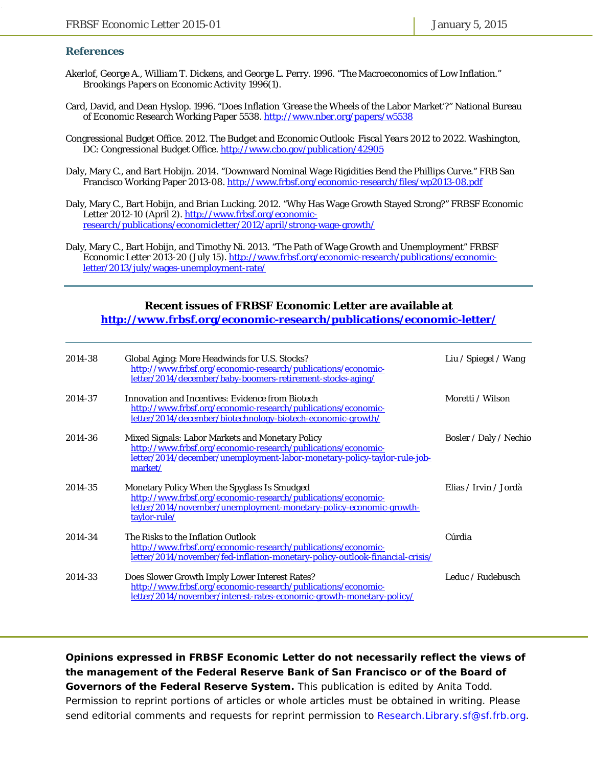## References

Akerlof, George A., William T. Dickens, and George L. Perry. 1996. "The Macroeconomics of Low Inflation." *Brookings Papers on Economic Activity* 1996(1).

Card, David, and Dean Hyslop. 1996. "Does Inflation 'Grease the Wheels of the Labor Market'?" National Bureau of Economic Research Working Paper 5538. http://www.nber.org/papers/w5538

Congressional Budget Office. 2012. *The Budget and Economic Outlook: Fiscal Years 2012 to 2022*. Washington, DC: Congressional Budget Office. http://www.cbo.gov/publication/42905

Daly, Mary C., and Bart Hobijn. 2014. "Downward Nominal Wage Rigidities Bend the Phillips Curve." FRB San Francisco Working Paper 2013-08. http://www.frbsf.org/economic-research/files/wp2013-08.pdf

Daly, Mary C., Bart Hobijn, and Brian Lucking. 2012. "Why Has Wage Growth Stayed Strong?" FRBSF Economic Letter 2012-10 (April 2). http://www.frbsf.org/economic-research/publications/economicletter/2012/april/strong-wage-growth/

Daly, Mary C., Bart Hobijn, and Timothy Ni. 2013. "The Path of Wage Growth and Unemployment" FRBSF Economic Letter 2013-20 (July 15). http://www.frbsf.org/economic-research/publications/economic-letter/2013/july/wages-unemployment-rate/

---

**Recent issues of FRBSF Economic Letter are available at**
**http://www.frbsf.org/economic-research/publications/economic-letter/**

| | | |
|---|---|---|
| 2014-38 | Global Aging: More Headwinds for U.S. Stocks? http://www.frbsf.org/economic-research/publications/economic-letter/2014/december/baby-boomers-retirement-stocks-aging/ | Liu / Spiegel / Wang |
| 2014-37 | Innovation and Incentives: Evidence from Biotech http://www.frbsf.org/economic-research/publications/economic-letter/2014/december/biotechnology-biotech-economic-growth/ | Moretti / Wilson |
| 2014-36 | Mixed Signals: Labor Markets and Monetary Policy http://www.frbsf.org/economic-research/publications/economic-letter/2014/december/unemployment-labor-monetary-policy-taylor-rule-job-market/ | Bosler / Daly / Nechio |
| 2014-35 | Monetary Policy When the Spyglass Is Smudged http://www.frbsf.org/economic-research/publications/economic-letter/2014/november/unemployment-monetary-policy-economic-growth-taylor-rule/ | Elias / Irvin / Jordà |
| 2014-34 | The Risks to the Inflation Outlook http://www.frbsf.org/economic-research/publications/economic-letter/2014/november/fed-inflation-monetary-policy-outlook-financial-crisis/ | Cúrdia |
| 2014-33 | Does Slower Growth Imply Lower Interest Rates? http://www.frbsf.org/economic-research/publications/economic-letter/2014/november/interest-rates-economic-growth-monetary-policy/ | Leduc / Rudebusch |

---

**Opinions expressed in FRBSF Economic Letter do not necessarily reflect the views of the management of the Federal Reserve Bank of San Francisco or of the Board of Governors of the Federal Reserve System.** This publication is edited by Anita Todd. Permission to reprint portions of articles or whole articles must be obtained in writing. Please send editorial comments and requests for reprint permission to Research.Library.sf@sf.frb.org.